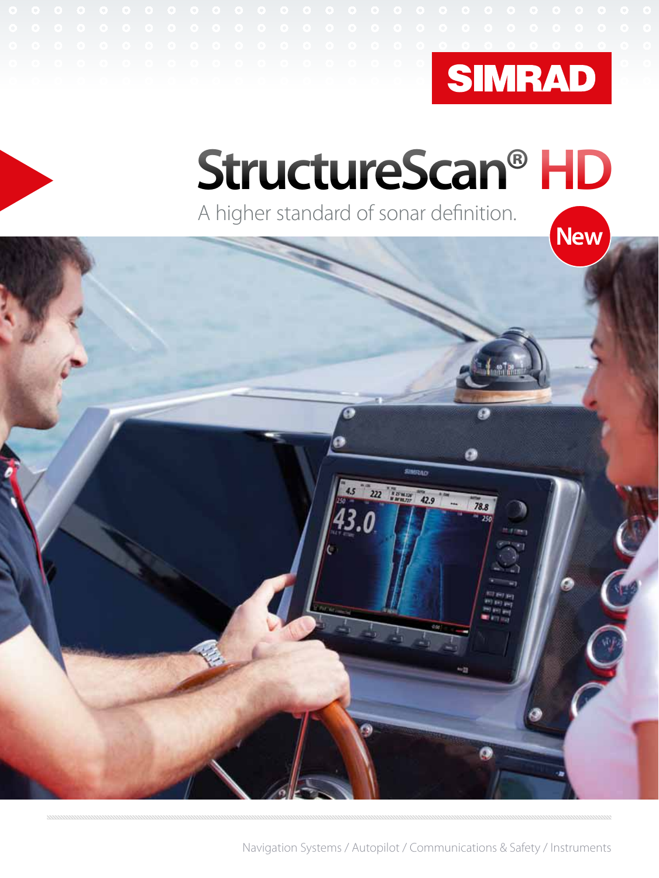SIMRAD

# StructureScan® HD

A higher standard of sonar definition.

New

Navigation Systems / Autopilot / Communications & Safety / Instruments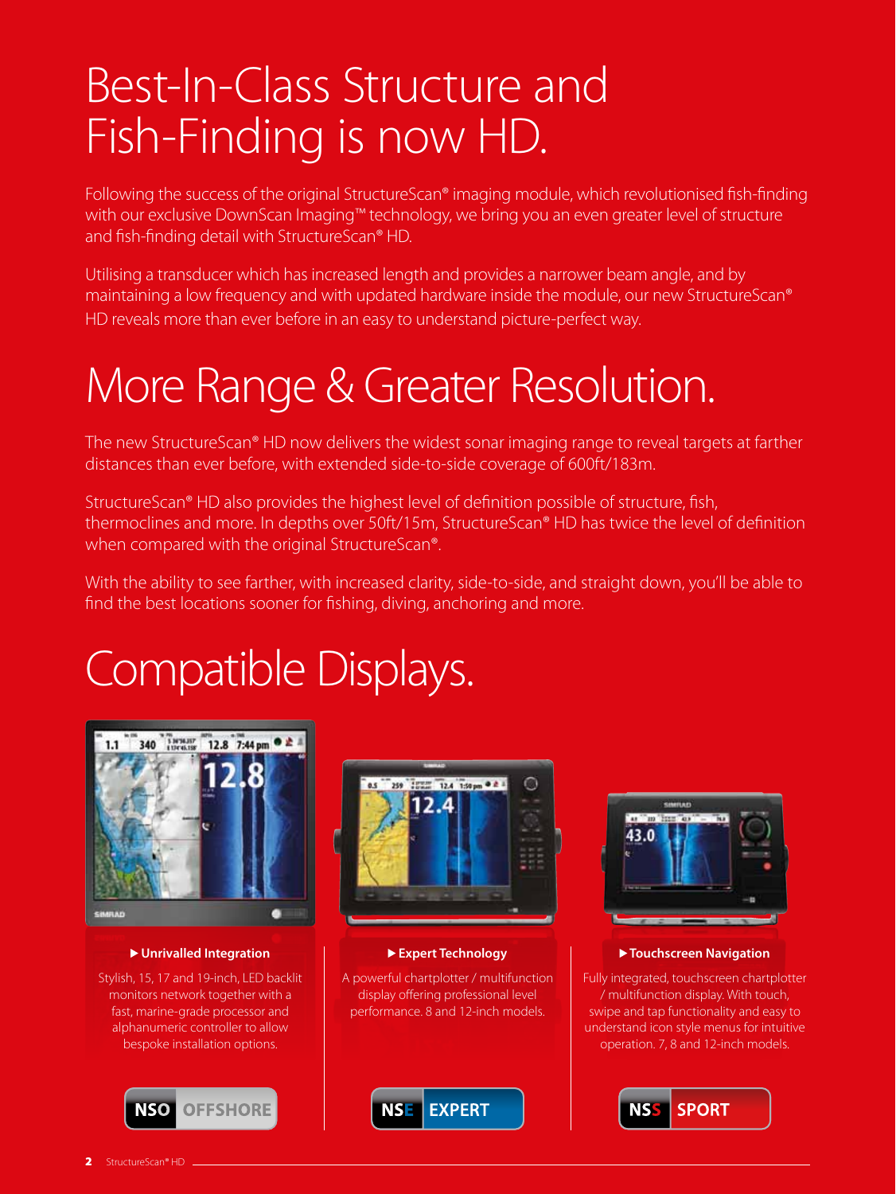# Best-In-Class Structure and Fish-Finding is now HD.

Following the success of the original StructureScan® imaging module, which revolutionised fish-finding with our exclusive DownScan Imaging™ technology, we bring you an even greater level of structure and fish-finding detail with StructureScan® HD.

Utilising a transducer which has increased length and provides a narrower beam angle, and by maintaining a low frequency and with updated hardware inside the module, our new StructureScan® HD reveals more than ever before in an easy to understand picture-perfect way.

# More Range & Greater Resolution.

The new StructureScan® HD now delivers the widest sonar imaging range to reveal targets at farther distances than ever before, with extended side-to-side coverage of 600ft/183m.

StructureScan® HD also provides the highest level of definition possible of structure, fish, thermoclines and more. In depths over 50ft/15m, StructureScan® HD has twice the level of definition when compared with the original StructureScan®.

With the ability to see farther, with increased clarity, side-to-side, and straight down, you'll be able to find the best locations sooner for fishing, diving, anchoring and more.

# Compatible Displays.

**▶ Unrivalled Integration**

Stylish, 15, 17 and 19-inch, LED backlit monitors network together with a fast, marine-grade processor and alphanumeric controller to allow bespoke installation options.

**NSO OFFSHORE**

**▶ Expert Technology**

A powerful chartplotter / multifunction display offering professional level performance. 8 and 12-inch models.

**NSE EXPERT**

**▶ Touchscreen Navigation**

Fully integrated, touchscreen chartplotter / multifunction display. With touch, swipe and tap functionality and easy to understand icon style menus for intuitive operation. 7, 8 and 12-inch models.

**NSS SPORT**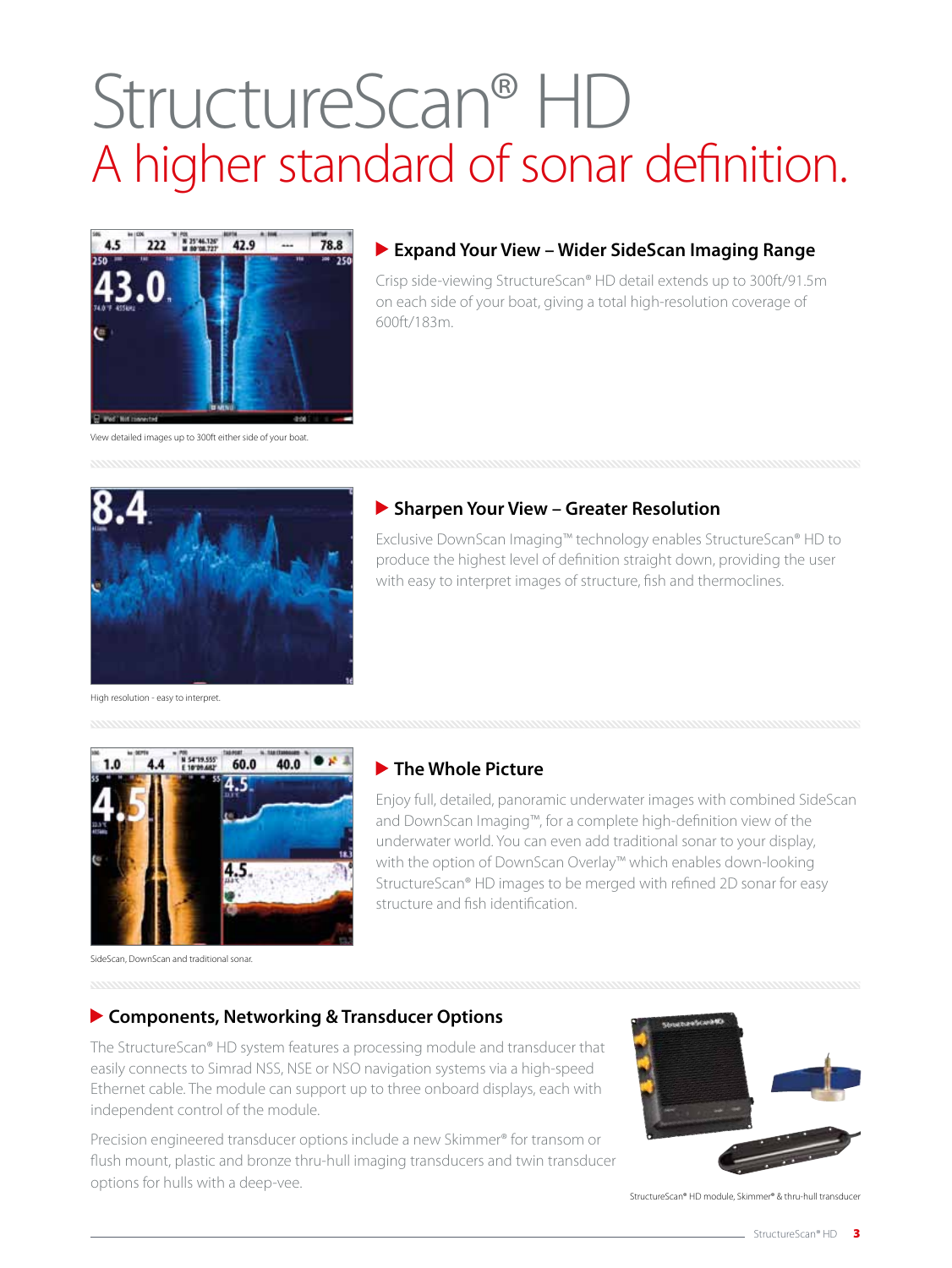# StructureScan® HD

## A higher standard of sonar definition.

View detailed images up to 300ft either side of your boat.

### ▶ Expand Your View – Wider SideScan Imaging Range

Crisp side-viewing StructureScan® HD detail extends up to 300ft/91.5m on each side of your boat, giving a total high-resolution coverage of 600ft/183m.

High resolution - easy to interpret.

### ▶ Sharpen Your View – Greater Resolution

Exclusive DownScan Imaging™ technology enables StructureScan® HD to produce the highest level of definition straight down, providing the user with easy to interpret images of structure, fish and thermoclines.

SideScan, DownScan and traditional sonar.

### ▶ The Whole Picture

Enjoy full, detailed, panoramic underwater images with combined SideScan and DownScan Imaging™, for a complete high-definition view of the underwater world. You can even add traditional sonar to your display, with the option of DownScan Overlay™ which enables down-looking StructureScan® HD images to be merged with refined 2D sonar for easy structure and fish identification.

### ▶ Components, Networking & Transducer Options

The StructureScan® HD system features a processing module and transducer that easily connects to Simrad NSS, NSE or NSO navigation systems via a high-speed Ethernet cable. The module can support up to three onboard displays, each with independent control of the module.

Precision engineered transducer options include a new Skimmer® for transom or flush mount, plastic and bronze thru-hull imaging transducers and twin transducer options for hulls with a deep-vee.

StructureScan® HD module, Skimmer® & thru-hull transducer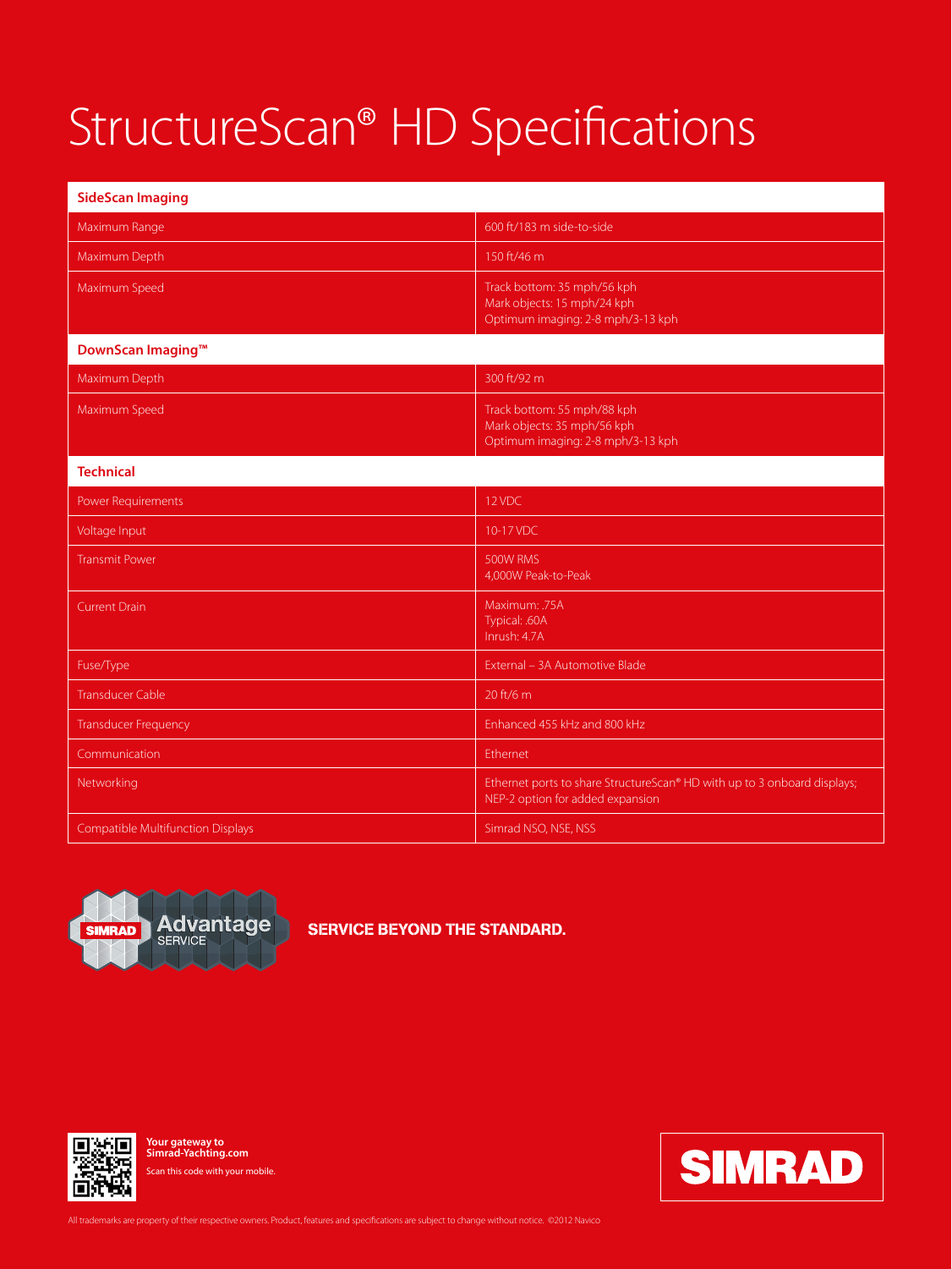# StructureScan® HD Specifications

| | |
|---|---|
| **SideScan Imaging** | |
| Maximum Range | 600 ft/183 m side-to-side |
| Maximum Depth | 150 ft/46 m |
| Maximum Speed | Track bottom: 35 mph/56 kph<br>Mark objects: 15 mph/24 kph<br>Optimum imaging: 2-8 mph/3-13 kph |
| **DownScan Imaging™** | |
| Maximum Depth | 300 ft/92 m |
| Maximum Speed | Track bottom: 55 mph/88 kph<br>Mark objects: 35 mph/56 kph<br>Optimum imaging: 2-8 mph/3-13 kph |
| **Technical** | |
| Power Requirements | 12 VDC |
| Voltage Input | 10-17 VDC |
| Transmit Power | 500W RMS<br>4,000W Peak-to-Peak |
| Current Drain | Maximum: .75A<br>Typical: .60A<br>Inrush: 4.7A |
| Fuse/Type | External – 3A Automotive Blade |
| Transducer Cable | 20 ft/6 m |
| Transducer Frequency | Enhanced 455 kHz and 800 kHz |
| Communication | Ethernet |
| Networking | Ethernet ports to share StructureScan® HD with up to 3 onboard displays; NEP-2 option for added expansion |
| Compatible Multifunction Displays | Simrad NSO, NSE, NSS |

SIMRAD Advantage SERVICE

**SERVICE BEYOND THE STANDARD.**

**Your gateway to Simrad-Yachting.com**

Scan this code with your mobile.

SIMRAD

All trademarks are property of their respective owners. Product, features and specifications are subject to change without notice. ©2012 Navico